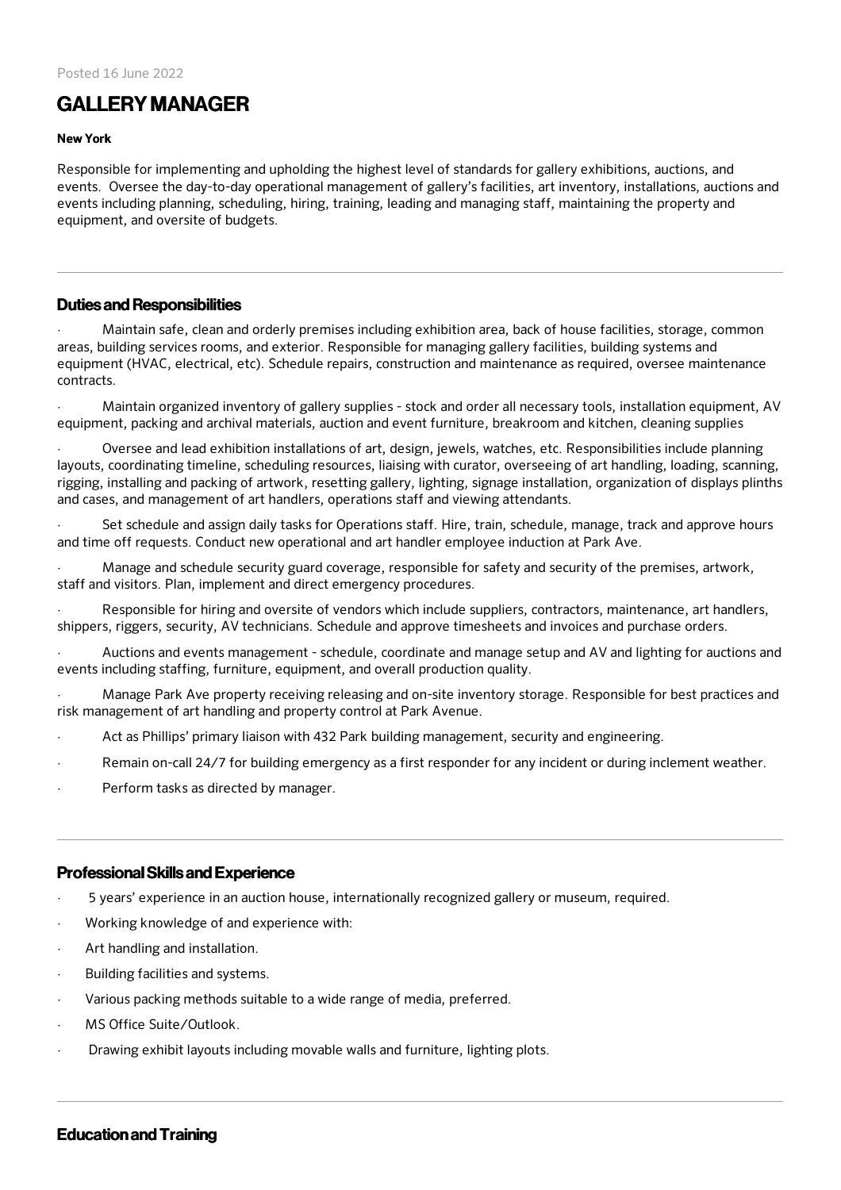Posted 16 June 2022

# GALLERY MANAGER

**New York**

Responsible for implementing and upholding the highest level of standards for gallery exhibitions, auctions, and events. Oversee the day-to-day operational management of gallery's facilities, art inventory, installations, auctions and events including planning, scheduling, hiring, training, leading and managing staff, maintaining the property and equipment, and oversite of budgets.

---

## Duties and Responsibilities

- Maintain safe, clean and orderly premises including exhibition area, back of house facilities, storage, common areas, building services rooms, and exterior. Responsible for managing gallery facilities, building systems and equipment (HVAC, electrical, etc). Schedule repairs, construction and maintenance as required, oversee maintenance contracts.
- Maintain organized inventory of gallery supplies - stock and order all necessary tools, installation equipment, AV equipment, packing and archival materials, auction and event furniture, breakroom and kitchen, cleaning supplies
- Oversee and lead exhibition installations of art, design, jewels, watches, etc. Responsibilities include planning layouts, coordinating timeline, scheduling resources, liaising with curator, overseeing of art handling, loading, scanning, rigging, installing and packing of artwork, resetting gallery, lighting, signage installation, organization of displays plinths and cases, and management of art handlers, operations staff and viewing attendants.
- Set schedule and assign daily tasks for Operations staff. Hire, train, schedule, manage, track and approve hours and time off requests. Conduct new operational and art handler employee induction at Park Ave.
- Manage and schedule security guard coverage, responsible for safety and security of the premises, artwork, staff and visitors. Plan, implement and direct emergency procedures.
- Responsible for hiring and oversite of vendors which include suppliers, contractors, maintenance, art handlers, shippers, riggers, security, AV technicians. Schedule and approve timesheets and invoices and purchase orders.
- Auctions and events management - schedule, coordinate and manage setup and AV and lighting for auctions and events including staffing, furniture, equipment, and overall production quality.
- Manage Park Ave property receiving releasing and on-site inventory storage. Responsible for best practices and risk management of art handling and property control at Park Avenue.
- Act as Phillips' primary liaison with 432 Park building management, security and engineering.
- Remain on-call 24/7 for building emergency as a first responder for any incident or during inclement weather.
- Perform tasks as directed by manager.

---

## Professional Skills and Experience

- 5 years' experience in an auction house, internationally recognized gallery or museum, required.
- Working knowledge of and experience with:
- Art handling and installation.
- Building facilities and systems.
- Various packing methods suitable to a wide range of media, preferred.
- MS Office Suite/Outlook.
- Drawing exhibit layouts including movable walls and furniture, lighting plots.

---

## Education and Training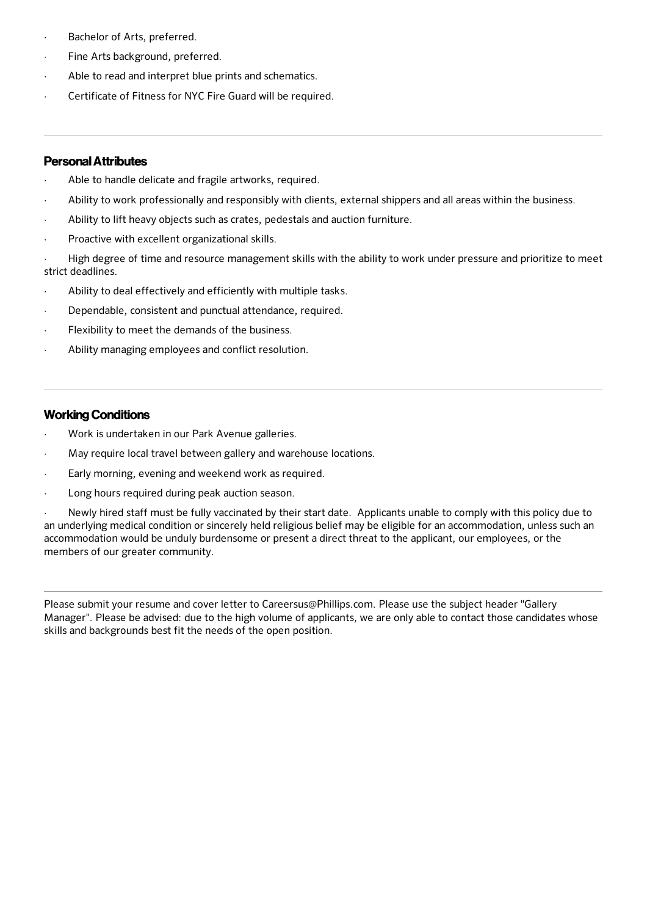- Bachelor of Arts, preferred.
- Fine Arts background, preferred.
- Able to read and interpret blue prints and schematics.
- Certificate of Fitness for NYC Fire Guard will be required.

---

### Personal Attributes

- Able to handle delicate and fragile artworks, required.
- Ability to work professionally and responsibly with clients, external shippers and all areas within the business.
- Ability to lift heavy objects such as crates, pedestals and auction furniture.
- Proactive with excellent organizational skills.
- High degree of time and resource management skills with the ability to work under pressure and prioritize to meet strict deadlines.
- Ability to deal effectively and efficiently with multiple tasks.
- Dependable, consistent and punctual attendance, required.
- Flexibility to meet the demands of the business.
- Ability managing employees and conflict resolution.

---

### Working Conditions

- Work is undertaken in our Park Avenue galleries.
- May require local travel between gallery and warehouse locations.
- Early morning, evening and weekend work as required.
- Long hours required during peak auction season.
- Newly hired staff must be fully vaccinated by their start date. Applicants unable to comply with this policy due to an underlying medical condition or sincerely held religious belief may be eligible for an accommodation, unless such an accommodation would be unduly burdensome or present a direct threat to the applicant, our employees, or the members of our greater community.

---

Please submit your resume and cover letter to Careersus@Phillips.com. Please use the subject header "Gallery Manager". Please be advised: due to the high volume of applicants, we are only able to contact those candidates whose skills and backgrounds best fit the needs of the open position.